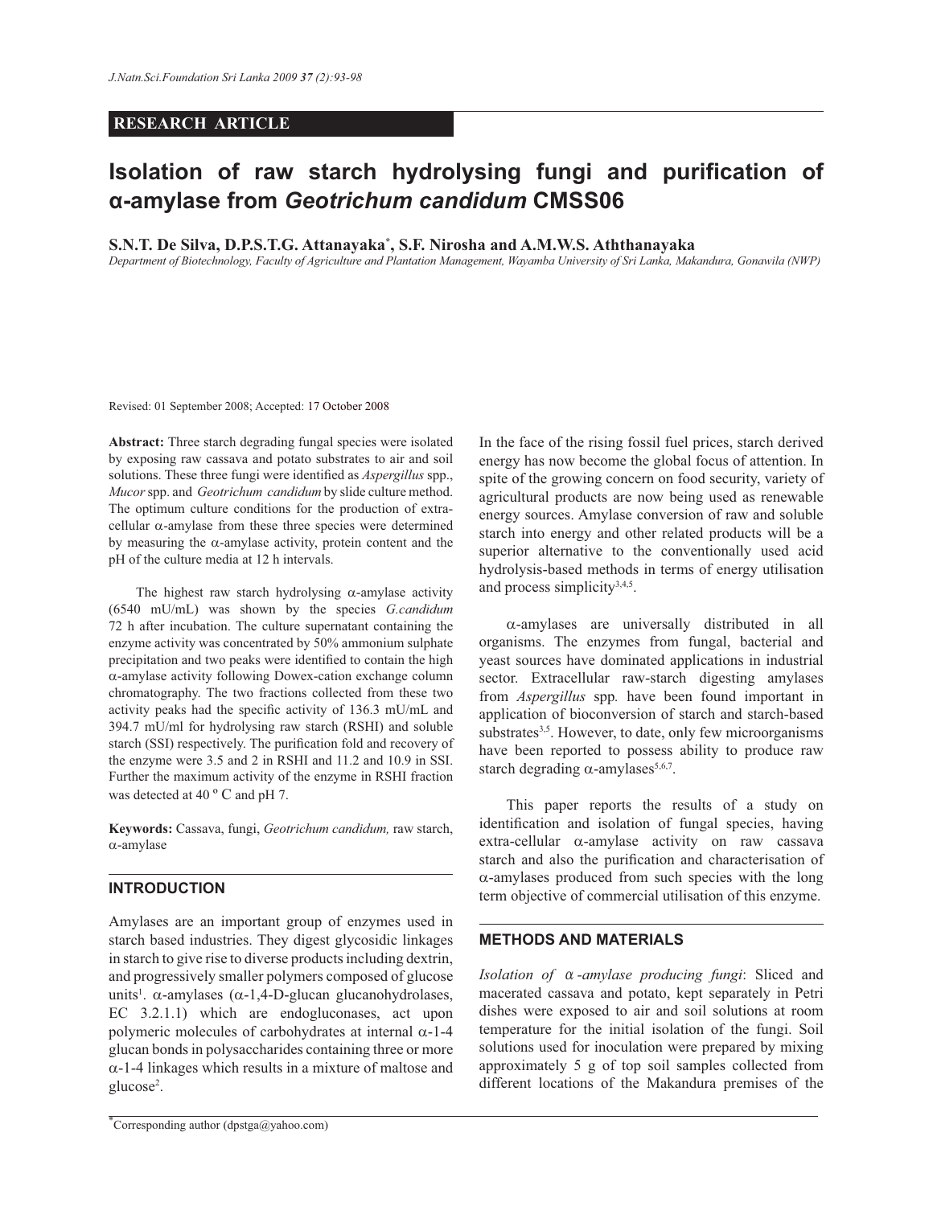RESEARCH ARTICLE

# Isolation of raw starch hydrolysing fungi and purification of α-amylase from *Geotrichum candidum* CMSS06

**S.N.T. De Silva, D.P.S.T.G. Attanayaka*, S.F. Nirosha and A.M.W.S. Aththanayaka**

*Department of Biotechnology, Faculty of Agriculture and Plantation Management, Wayamba University of Sri Lanka, Makandura, Gonawila (NWP)*

Revised: 01 September 2008; Accepted: 17 October 2008

**Abstract:** Three starch degrading fungal species were isolated by exposing raw cassava and potato substrates to air and soil solutions. These three fungi were identified as *Aspergillus* spp., *Mucor* spp. and *Geotrichum candidum* by slide culture method. The optimum culture conditions for the production of extra-cellular α-amylase from these three species were determined by measuring the α-amylase activity, protein content and the pH of the culture media at 12 h intervals.

The highest raw starch hydrolysing α-amylase activity (6540 mU/mL) was shown by the species *G.candidum* 72 h after incubation. The culture supernatant containing the enzyme activity was concentrated by 50% ammonium sulphate precipitation and two peaks were identified to contain the high α-amylase activity following Dowex-cation exchange column chromatography. The two fractions collected from these two activity peaks had the specific activity of 136.3 mU/mL and 394.7 mU/ml for hydrolysing raw starch (RSHI) and soluble starch (SSI) respectively. The purification fold and recovery of the enzyme were 3.5 and 2 in RSHI and 11.2 and 10.9 in SSI. Further the maximum activity of the enzyme in RSHI fraction was detected at 40 $^{o}$ C and pH 7.

**Keywords:** Cassava, fungi, *Geotrichum candidum,* raw starch, α-amylase

## INTRODUCTION

Amylases are an important group of enzymes used in starch based industries. They digest glycosidic linkages in starch to give rise to diverse products including dextrin, and progressively smaller polymers composed of glucose units[1]. α-amylases (α-1,4-D-glucan glucanohydrolases, EC 3.2.1.1) which are endogluconases, act upon polymeric molecules of carbohydrates at internal α-1-4 glucan bonds in polysaccharides containing three or more α-1-4 linkages which results in a mixture of maltose and glucose[2].

In the face of the rising fossil fuel prices, starch derived energy has now become the global focus of attention. In spite of the growing concern on food security, variety of agricultural products are now being used as renewable energy sources. Amylase conversion of raw and soluble starch into energy and other related products will be a superior alternative to the conventionally used acid hydrolysis-based methods in terms of energy utilisation and process simplicity[3,4,5].

α-amylases are universally distributed in all organisms. The enzymes from fungal, bacterial and yeast sources have dominated applications in industrial sector. Extracellular raw-starch digesting amylases from *Aspergillus* spp*.* have been found important in application of bioconversion of starch and starch-based substrates[3,5]. However, to date, only few microorganisms have been reported to possess ability to produce raw starch degrading α-amylases[5,6,7].

This paper reports the results of a study on identification and isolation of fungal species, having extra-cellular α-amylase activity on raw cassava starch and also the purification and characterisation of α-amylases produced from such species with the long term objective of commercial utilisation of this enzyme.

## METHODS AND MATERIALS

*Isolation of α-amylase producing fungi*: Sliced and macerated cassava and potato, kept separately in Petri dishes were exposed to air and soil solutions at room temperature for the initial isolation of the fungi. Soil solutions used for inoculation were prepared by mixing approximately 5 g of top soil samples collected from different locations of the Makandura premises of the

*Corresponding author (dpstga@yahoo.com)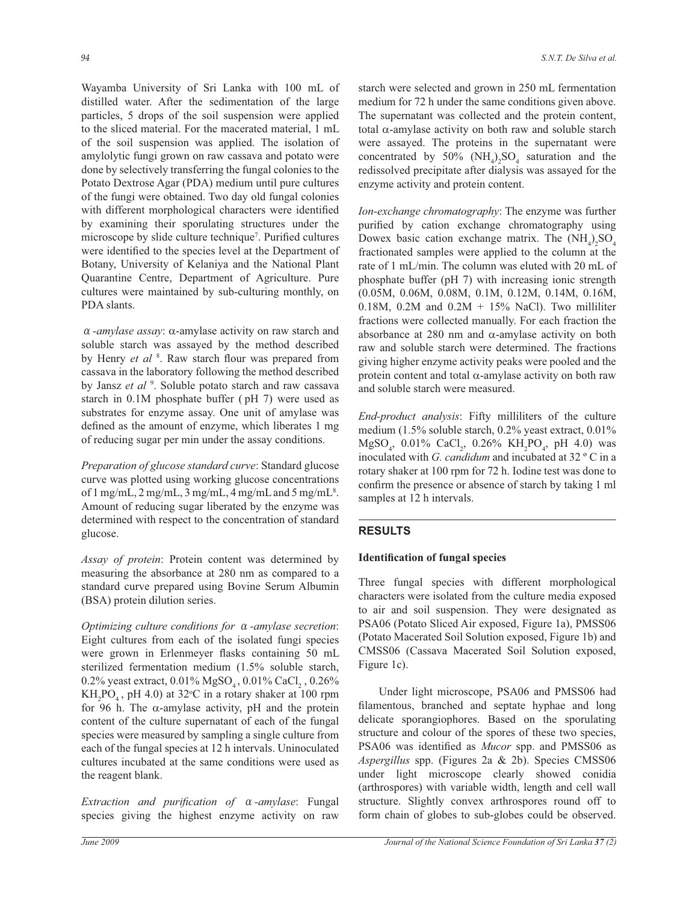Wayamba University of Sri Lanka with 100 mL of distilled water. After the sedimentation of the large particles, 5 drops of the soil suspension were applied to the sliced material. For the macerated material, 1 mL of the soil suspension was applied. The isolation of amylolytic fungi grown on raw cassava and potato were done by selectively transferring the fungal colonies to the Potato Dextrose Agar (PDA) medium until pure cultures of the fungi were obtained. Two day old fungal colonies with different morphological characters were identified by examining their sporulating structures under the microscope by slide culture technique[7]. Purified cultures were identified to the species level at the Department of Botany, University of Kelaniya and the National Plant Quarantine Centre, Department of Agriculture. Pure cultures were maintained by sub-culturing monthly, on PDA slants.

*α-amylase assay*: α-amylase activity on raw starch and soluble starch was assayed by the method described by Henry *et al* [8]. Raw starch flour was prepared from cassava in the laboratory following the method described by Jansz *et al* [9]. Soluble potato starch and raw cassava starch in 0.1M phosphate buffer (pH 7) were used as substrates for enzyme assay. One unit of amylase was defined as the amount of enzyme, which liberates 1 mg of reducing sugar per min under the assay conditions.

*Preparation of glucose standard curve*: Standard glucose curve was plotted using working glucose concentrations of 1 mg/mL, 2 mg/mL, 3 mg/mL, 4 mg/mL and 5 mg/mL[8]. Amount of reducing sugar liberated by the enzyme was determined with respect to the concentration of standard glucose.

*Assay of protein*: Protein content was determined by measuring the absorbance at 280 nm as compared to a standard curve prepared using Bovine Serum Albumin (BSA) protein dilution series.

*Optimizing culture conditions for α-amylase secretion*: Eight cultures from each of the isolated fungi species were grown in Erlenmeyer flasks containing 50 mL sterilized fermentation medium (1.5% soluble starch, 0.2% yeast extract, 0.01% $MgSO_4$, 0.01% $CaCl_2$, 0.26% $KH_2PO_4$, pH 4.0) at 32°C in a rotary shaker at 100 rpm for 96 h. The α-amylase activity, pH and the protein content of the culture supernatant of each of the fungal species were measured by sampling a single culture from each of the fungal species at 12 h intervals. Uninoculated cultures incubated at the same conditions were used as the reagent blank.

*Extraction and purification of α-amylase*: Fungal species giving the highest enzyme activity on raw starch were selected and grown in 250 mL fermentation medium for 72 h under the same conditions given above. The supernatant was collected and the protein content, total α-amylase activity on both raw and soluble starch were assayed. The proteins in the supernatant were concentrated by 50% $(NH_4)_2SO_4$ saturation and the redissolved precipitate after dialysis was assayed for the enzyme activity and protein content.

*Ion-exchange chromatography*: The enzyme was further purified by cation exchange chromatography using Dowex basic cation exchange matrix. The $(NH_4)_2SO_4$ fractionated samples were applied to the column at the rate of 1 mL/min. The column was eluted with 20 mL of phosphate buffer (pH 7) with increasing ionic strength (0.05M, 0.06M, 0.08M, 0.1M, 0.12M, 0.14M, 0.16M, 0.18M, 0.2M and 0.2M + 15% NaCl). Two milliliter fractions were collected manually. For each fraction the absorbance at 280 nm and α-amylase activity on both raw and soluble starch were determined. The fractions giving higher enzyme activity peaks were pooled and the protein content and total α-amylase activity on both raw and soluble starch were measured.

*End-product analysis*: Fifty milliliters of the culture medium (1.5% soluble starch, 0.2% yeast extract, 0.01% $MgSO_4$, 0.01% $CaCl_2$, 0.26% $KH_2PO_4$, pH 4.0) was inoculated with *G. candidum* and incubated at 32 °C in a rotary shaker at 100 rpm for 72 h. Iodine test was done to confirm the presence or absence of starch by taking 1 ml samples at 12 h intervals.

## RESULTS

### Identification of fungal species

Three fungal species with different morphological characters were isolated from the culture media exposed to air and soil suspension. They were designated as PSA06 (Potato Sliced Air exposed, Figure 1a), PMSS06 (Potato Macerated Soil Solution exposed, Figure 1b) and CMSS06 (Cassava Macerated Soil Solution exposed, Figure 1c).

Under light microscope, PSA06 and PMSS06 had filamentous, branched and septate hyphae and long delicate sporangiophores. Based on the sporulating structure and colour of the spores of these two species, PSA06 was identified as *Mucor* spp. and PMSS06 as *Aspergillus* spp. (Figures 2a & 2b). Species CMSS06 under light microscope clearly showed conidia (arthrospores) with variable width, length and cell wall structure. Slightly convex arthrospores round off to form chain of globes to sub-globes could be observed.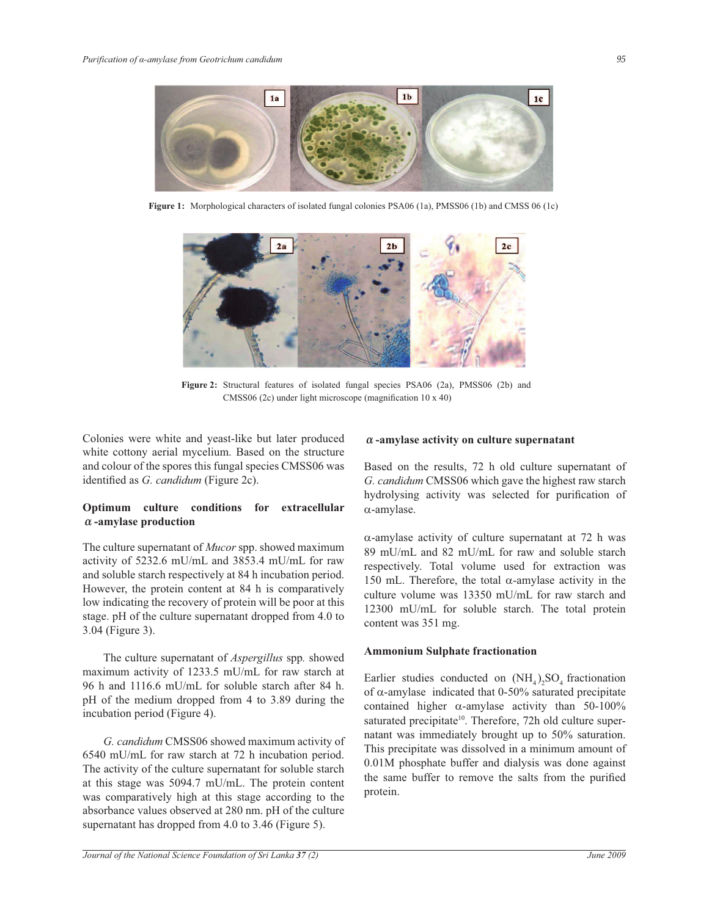Figure 1: Morphological characters of isolated fungal colonies PSA06 (1a), PMSS06 (1b) and CMSS 06 (1c)

Figure 2: Structural features of isolated fungal species PSA06 (2a), PMSS06 (2b) and CMSS06 (2c) under light microscope (magnification 10 x 40)

Colonies were white and yeast-like but later produced white cottony aerial mycelium. Based on the structure and colour of the spores this fungal species CMSS06 was identified as *G. candidum* (Figure 2c).

## Optimum culture conditions for extracellular α-amylase production

The culture supernatant of *Mucor* spp. showed maximum activity of 5232.6 mU/mL and 3853.4 mU/mL for raw and soluble starch respectively at 84 h incubation period. However, the protein content at 84 h is comparatively low indicating the recovery of protein will be poor at this stage. pH of the culture supernatant dropped from 4.0 to 3.04 (Figure 3).

The culture supernatant of *Aspergillus* spp. showed maximum activity of 1233.5 mU/mL for raw starch at 96 h and 1116.6 mU/mL for soluble starch after 84 h. pH of the medium dropped from 4 to 3.89 during the incubation period (Figure 4).

*G. candidum* CMSS06 showed maximum activity of 6540 mU/mL for raw starch at 72 h incubation period. The activity of the culture supernatant for soluble starch at this stage was 5094.7 mU/mL. The protein content was comparatively high at this stage according to the absorbance values observed at 280 nm. pH of the culture supernatant has dropped from 4.0 to 3.46 (Figure 5).

## α-amylase activity on culture supernatant

Based on the results, 72 h old culture supernatant of *G. candidum* CMSS06 which gave the highest raw starch hydrolysing activity was selected for purification of α-amylase.

α-amylase activity of culture supernatant at 72 h was 89 mU/mL and 82 mU/mL for raw and soluble starch respectively. Total volume used for extraction was 150 mL. Therefore, the total α-amylase activity in the culture volume was 13350 mU/mL for raw starch and 12300 mU/mL for soluble starch. The total protein content was 351 mg.

## Ammonium Sulphate fractionation

Earlier studies conducted on $(NH_4)_2SO_4$ fractionation of α-amylase indicated that 0-50% saturated precipitate contained higher α-amylase activity than 50-100% saturated precipitate[10]. Therefore, 72h old culture supernatant was immediately brought up to 50% saturation. This precipitate was dissolved in a minimum amount of 0.01M phosphate buffer and dialysis was done against the same buffer to remove the salts from the purified protein.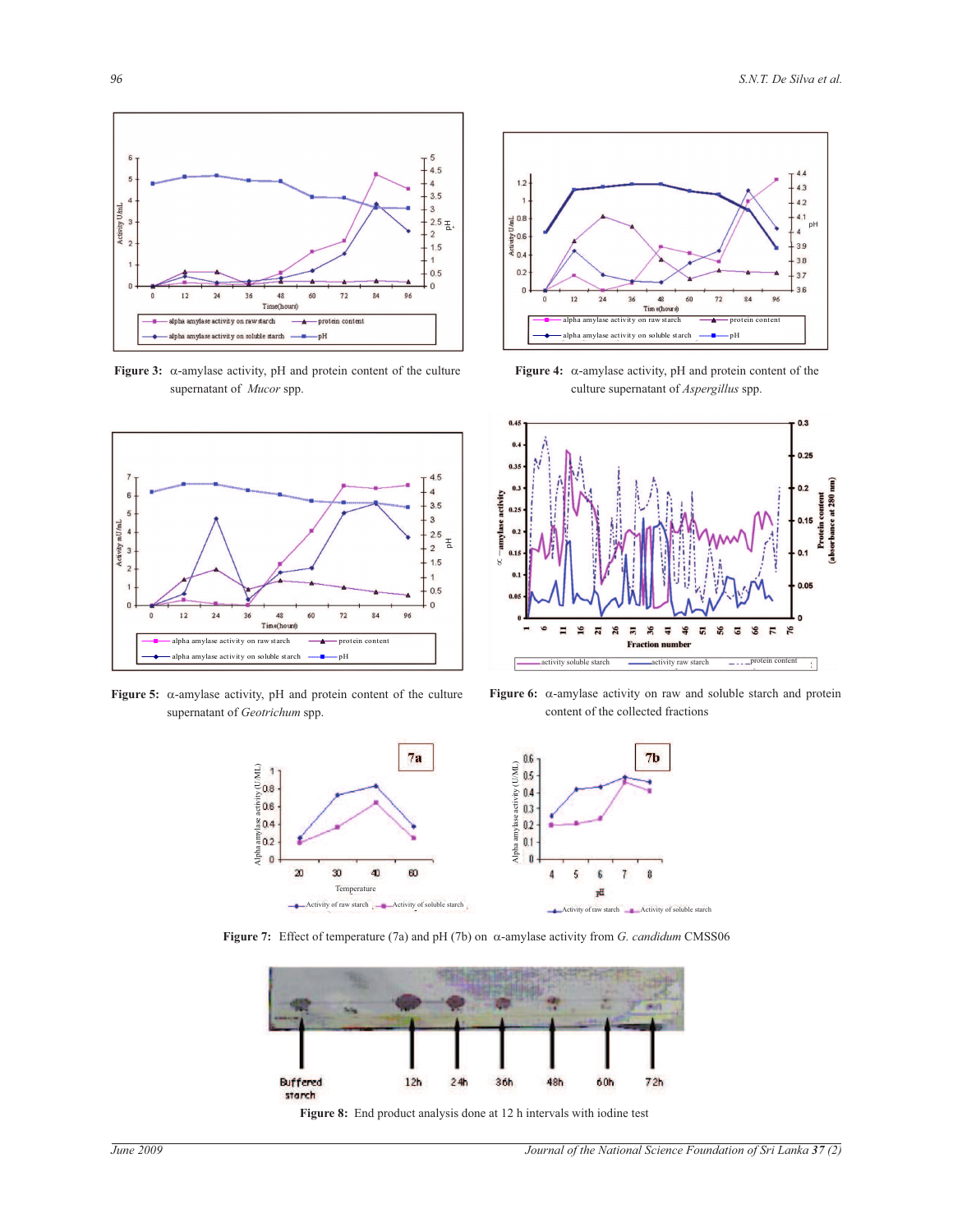**Figure 3:** α-amylase activity, pH and protein content of the culture supernatant of *Mucor* spp.

**Figure 4:** α-amylase activity, pH and protein content of the culture supernatant of *Aspergillus* spp.

**Figure 5:** α-amylase activity, pH and protein content of the culture supernatant of *Geotrichum* spp.

**Figure 6:** α-amylase activity on raw and soluble starch and protein content of the collected fractions

**Figure 7:** Effect of temperature (7a) and pH (7b) on α-amylase activity from *G. candidum* CMSS06

**Figure 8:** End product analysis done at 12 h intervals with iodine test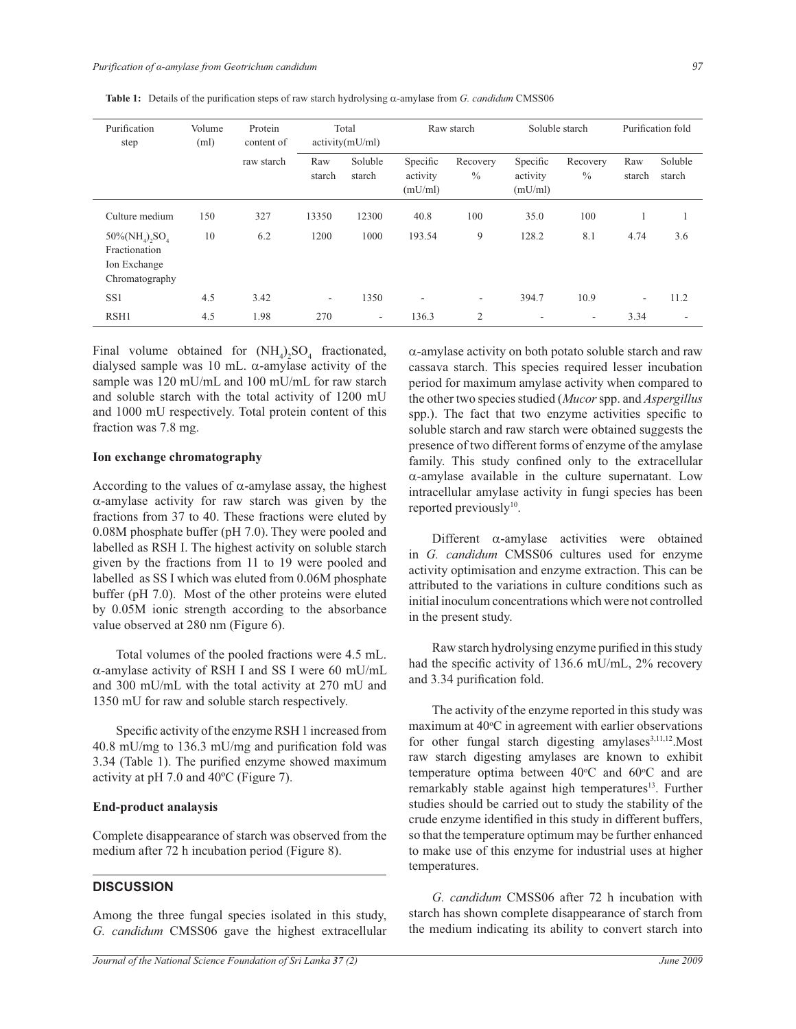**Table 1:** Details of the purification steps of raw starch hydrolysing α-amylase from *G. candidum* CMSS06

| Purification step | Volume (ml) | Protein content of | Total activity(mU/ml) | | Raw starch | | Soluble starch | | Purification fold | |
|---|---|---|---|---|---|---|---|---|---|---|
| | | raw starch | Raw starch | Soluble starch | Specific activity (mU/ml) | Recovery % | Specific activity (mU/ml) | Recovery % | Raw starch | Soluble starch |
| Culture medium | 150 | 327 | 13350 | 12300 | 40.8 | 100 | 35.0 | 100 | 1 | 1 |
| 50%$(NH_4)_2SO_4$ Fractionation Ion Exchange Chromatography | 10 | 6.2 | 1200 | 1000 | 193.54 | 9 | 128.2 | 8.1 | 4.74 | 3.6 |
| SS1 | 4.5 | 3.42 | - | 1350 | - | - | 394.7 | 10.9 | - | 11.2 |
| RSH1 | 4.5 | 1.98 | 270 | - | 136.3 | 2 | - | - | 3.34 | - |

Final volume obtained for $(NH_4)_2SO_4$ fractionated, dialysed sample was 10 mL. α-amylase activity of the sample was 120 mU/mL and 100 mU/mL for raw starch and soluble starch with the total activity of 1200 mU and 1000 mU respectively. Total protein content of this fraction was 7.8 mg.

### Ion exchange chromatography

According to the values of α-amylase assay, the highest α-amylase activity for raw starch was given by the fractions from 37 to 40. These fractions were eluted by 0.08M phosphate buffer (pH 7.0). They were pooled and labelled as RSH I. The highest activity on soluble starch given by the fractions from 11 to 19 were pooled and labelled as SS I which was eluted from 0.06M phosphate buffer (pH 7.0). Most of the other proteins were eluted by 0.05M ionic strength according to the absorbance value observed at 280 nm (Figure 6).

Total volumes of the pooled fractions were 4.5 mL. α-amylase activity of RSH I and SS I were 60 mU/mL and 300 mU/mL with the total activity at 270 mU and 1350 mU for raw and soluble starch respectively.

Specific activity of the enzyme RSH 1 increased from 40.8 mU/mg to 136.3 mU/mg and purification fold was 3.34 (Table 1). The purified enzyme showed maximum activity at pH 7.0 and 40ºC (Figure 7).

### End-product analaysis

Complete disappearance of starch was observed from the medium after 72 h incubation period (Figure 8).

## DISCUSSION

Among the three fungal species isolated in this study, *G. candidum* CMSS06 gave the highest extracellular α-amylase activity on both potato soluble starch and raw cassava starch. This species required lesser incubation period for maximum amylase activity when compared to the other two species studied (*Mucor* spp. and *Aspergillus* spp.). The fact that two enzyme activities specific to soluble starch and raw starch were obtained suggests the presence of two different forms of enzyme of the amylase family. This study confined only to the extracellular α-amylase available in the culture supernatant. Low intracellular amylase activity in fungi species has been reported previously[10].

Different α-amylase activities were obtained in *G. candidum* CMSS06 cultures used for enzyme activity optimisation and enzyme extraction. This can be attributed to the variations in culture conditions such as initial inoculum concentrations which were not controlled in the present study.

Raw starch hydrolysing enzyme purified in this study had the specific activity of 136.6 mU/mL, 2% recovery and 3.34 purification fold.

The activity of the enzyme reported in this study was maximum at 40ºC in agreement with earlier observations for other fungal starch digesting amylases[3,11,12]. Most raw starch digesting amylases are known to exhibit temperature optima between 40ºC and 60ºC and are remarkably stable against high temperatures[13]. Further studies should be carried out to study the stability of the crude enzyme identified in this study in different buffers, so that the temperature optimum may be further enhanced to make use of this enzyme for industrial uses at higher temperatures.

*G. candidum* CMSS06 after 72 h incubation with starch has shown complete disappearance of starch from the medium indicating its ability to convert starch into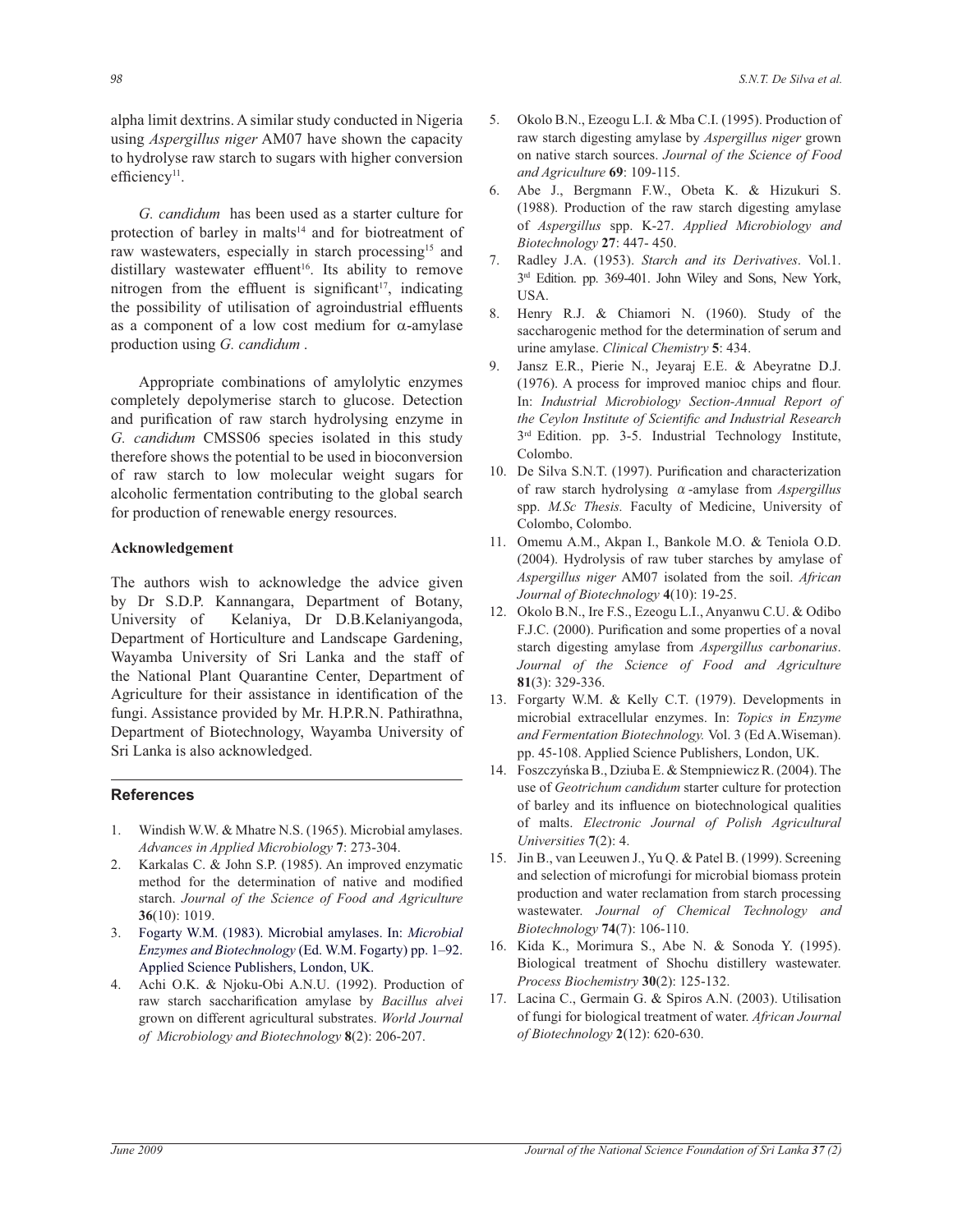alpha limit dextrins. A similar study conducted in Nigeria using *Aspergillus niger* AM07 have shown the capacity to hydrolyse raw starch to sugars with higher conversion efficiency[11].

*G. candidum* has been used as a starter culture for protection of barley in malts[14] and for biotreatment of raw wastewaters, especially in starch processing[15] and distillary wastewater effluent[16]. Its ability to remove nitrogen from the effluent is significant[17], indicating the possibility of utilisation of agroindustrial effluents as a component of a low cost medium for α-amylase production using *G. candidum* .

Appropriate combinations of amylolytic enzymes completely depolymerise starch to glucose. Detection and purification of raw starch hydrolysing enzyme in *G. candidum* CMSS06 species isolated in this study therefore shows the potential to be used in bioconversion of raw starch to low molecular weight sugars for alcoholic fermentation contributing to the global search for production of renewable energy resources.

**Acknowledgement**

The authors wish to acknowledge the advice given by Dr S.D.P. Kannangara, Department of Botany, University of Kelaniya, Dr D.B.Kelaniyangoda, Department of Horticulture and Landscape Gardening, Wayamba University of Sri Lanka and the staff of the National Plant Quarantine Center, Department of Agriculture for their assistance in identification of the fungi. Assistance provided by Mr. H.P.R.N. Pathirathna, Department of Biotechnology, Wayamba University of Sri Lanka is also acknowledged.

## References

1. Windish W.W. & Mhatre N.S. (1965). Microbial amylases. *Advances in Applied Microbiology* **7**: 273-304.
2. Karkalas C. & John S.P. (1985). An improved enzymatic method for the determination of native and modified starch. *Journal of the Science of Food and Agriculture* **36**(10): 1019.
3. Fogarty W.M. (1983). Microbial amylases. In: *Microbial Enzymes and Biotechnology* (Ed. W.M. Fogarty) pp. 1–92. Applied Science Publishers, London, UK.
4. Achi O.K. & Njoku-Obi A.N.U. (1992). Production of raw starch saccharification amylase by *Bacillus alvei* grown on different agricultural substrates. *World Journal of Microbiology and Biotechnology* **8**(2): 206-207.
5. Okolo B.N., Ezeogu L.I. & Mba C.I. (1995). Production of raw starch digesting amylase by *Aspergillus niger* grown on native starch sources. *Journal of the Science of Food and Agriculture* **69**: 109-115.
6. Abe J., Bergmann F.W., Obeta K. & Hizukuri S. (1988). Production of the raw starch digesting amylase of *Aspergillus* spp. K-27. *Applied Microbiology and Biotechnology* **27**: 447- 450.
7. Radley J.A. (1953). *Starch and its Derivatives*. Vol.1. 3rd Edition. pp. 369-401. John Wiley and Sons, New York, USA.
8. Henry R.J. & Chiamori N. (1960). Study of the saccharogenic method for the determination of serum and urine amylase. *Clinical Chemistry* **5**: 434.
9. Jansz E.R., Pierie N., Jeyaraj E.E. & Abeyratne D.J. (1976). A process for improved manioc chips and flour. In: *Industrial Microbiology Section-Annual Report of the Ceylon Institute of Scientific and Industrial Research* 3rd Edition. pp. 3-5. Industrial Technology Institute, Colombo.
10. De Silva S.N.T. (1997). Purification and characterization of raw starch hydrolysing α -amylase from *Aspergillus* spp. *M.Sc Thesis.* Faculty of Medicine, University of Colombo, Colombo.
11. Omemu A.M., Akpan I., Bankole M.O. & Teniola O.D. (2004). Hydrolysis of raw tuber starches by amylase of *Aspergillus niger* AM07 isolated from the soil. *African Journal of Biotechnology* **4**(10): 19-25.
12. Okolo B.N., Ire F.S., Ezeogu L.I., Anyanwu C.U. & Odibo F.J.C. (2000). Purification and some properties of a noval starch digesting amylase from *Aspergillus carbonarius*. *Journal of the Science of Food and Agriculture* **81**(3): 329-336.
13. Forgarty W.M. & Kelly C.T. (1979). Developments in microbial extracellular enzymes. In: *Topics in Enzyme and Fermentation Biotechnology.* Vol. 3 (Ed A.Wiseman). pp. 45-108. Applied Science Publishers, London, UK.
14. Foszczyńska B., Dziuba E. & Stempniewicz R. (2004). The use of *Geotrichum candidum* starter culture for protection of barley and its influence on biotechnological qualities of malts. *Electronic Journal of Polish Agricultural Universities* **7**(2): 4.
15. Jin B., van Leeuwen J., Yu Q. & Patel B. (1999). Screening and selection of microfungi for microbial biomass protein production and water reclamation from starch processing wastewater. *Journal of Chemical Technology and Biotechnology* **74**(7): 106-110.
16. Kida K., Morimura S., Abe N. & Sonoda Y. (1995). Biological treatment of Shochu distillery wastewater. *Process Biochemistry* **30**(2): 125-132.
17. Lacina C., Germain G. & Spiros A.N. (2003). Utilisation of fungi for biological treatment of water. *African Journal of Biotechnology* **2**(12): 620-630.